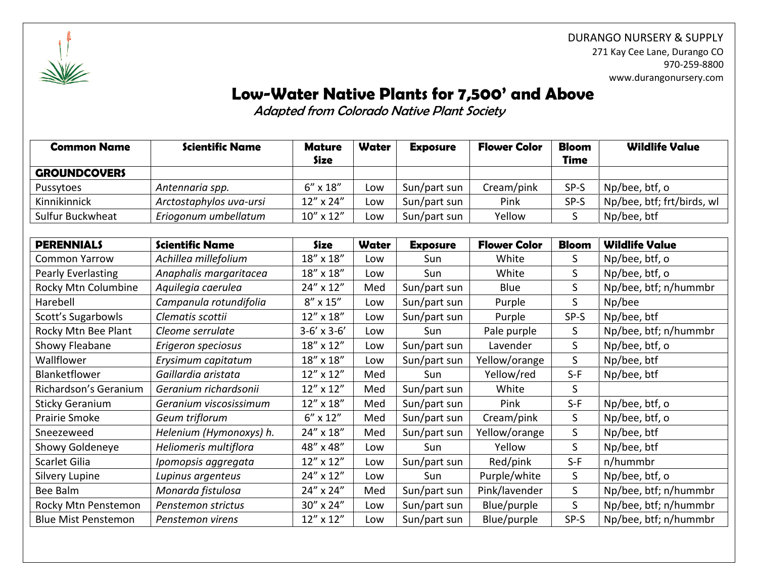DURANGO NURSERY & SUPPLY
271 Kay Cee Lane, Durango CO
970-259-8800
www.durangonursery.com

# Low-Water Native Plants for 7,500' and Above

*Adapted from Colorado Native Plant Society*

| Common Name | Scientific Name | Mature Size | Water | Exposure | Flower Color | Bloom Time | Wildlife Value |
|---|---|---|---|---|---|---|---|
| **GROUNDCOVERS** | | | | | | | |
| Pussytoes | *Antennaria spp.* | 6" x 18" | Low | Sun/part sun | Cream/pink | SP-S | Np/bee, btf, o |
| Kinnikinnick | *Arctostaphylos uva-ursi* | 12" x 24" | Low | Sun/part sun | Pink | SP-S | Np/bee, btf; frt/birds, wl |
| Sulfur Buckwheat | *Eriogonum umbellatum* | 10" x 12" | Low | Sun/part sun | Yellow | S | Np/bee, btf |

| **PERENNIALS** | **Scientific Name** | **Size** | **Water** | **Exposure** | **Flower Color** | **Bloom** | **Wildlife Value** |
|---|---|---|---|---|---|---|---|
| Common Yarrow | *Achillea millefolium* | 18" x 18" | Low | Sun | White | S | Np/bee, btf, o |
| Pearly Everlasting | *Anaphalis margaritacea* | 18" x 18" | Low | Sun | White | S | Np/bee, btf, o |
| Rocky Mtn Columbine | *Aquilegia caerulea* | 24" x 12" | Med | Sun/part sun | Blue | S | Np/bee, btf; n/hummbr |
| Harebell | *Campanula rotundifolia* | 8" x 15" | Low | Sun/part sun | Purple | S | Np/bee |
| Scott's Sugarbowls | *Clematis scottii* | 12" x 18" | Low | Sun/part sun | Purple | SP-S | Np/bee, btf |
| Rocky Mtn Bee Plant | *Cleome serrulate* | 3-6' x 3-6' | Low | Sun | Pale purple | S | Np/bee, btf; n/hummbr |
| Showy Fleabane | *Erigeron speciosus* | 18" x 12" | Low | Sun/part sun | Lavender | S | Np/bee, btf, o |
| Wallflower | *Erysimum capitatum* | 18" x 18" | Low | Sun/part sun | Yellow/orange | S | Np/bee, btf |
| Blanketflower | *Gaillardia aristata* | 12" x 12" | Med | Sun | Yellow/red | S-F | Np/bee, btf |
| Richardson's Geranium | *Geranium richardsonii* | 12" x 12" | Med | Sun/part sun | White | S | |
| Sticky Geranium | *Geranium viscosissimum* | 12" x 18" | Med | Sun/part sun | Pink | S-F | Np/bee, btf, o |
| Prairie Smoke | *Geum triflorum* | 6" x 12" | Med | Sun/part sun | Cream/pink | S | Np/bee, btf, o |
| Sneezeweed | *Helenium (Hymonoxys) h.* | 24" x 18" | Med | Sun/part sun | Yellow/orange | S | Np/bee, btf |
| Showy Goldeneye | *Heliomeris multiflora* | 48" x 48" | Low | Sun | Yellow | S | Np/bee, btf |
| Scarlet Gilia | *Ipomopsis aggregata* | 12" x 12" | Low | Sun/part sun | Red/pink | S-F | n/hummbr |
| Silvery Lupine | *Lupinus argenteus* | 24" x 12" | Low | Sun | Purple/white | S | Np/bee, btf, o |
| Bee Balm | *Monarda fistulosa* | 24" x 24" | Med | Sun/part sun | Pink/lavender | S | Np/bee, btf; n/hummbr |
| Rocky Mtn Penstemon | *Penstemon strictus* | 30" x 24" | Low | Sun/part sun | Blue/purple | S | Np/bee, btf; n/hummbr |
| Blue Mist Penstemon | *Penstemon virens* | 12" x 12" | Low | Sun/part sun | Blue/purple | SP-S | Np/bee, btf; n/hummbr |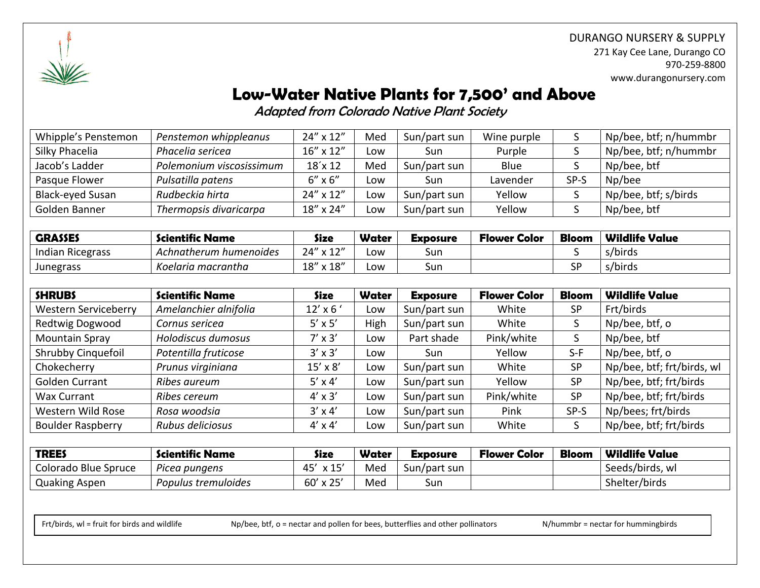DURANGO NURSERY & SUPPLY
271 Kay Cee Lane, Durango CO
970-259-8800
www.durangonursery.com

# Low-Water Native Plants for 7,500' and Above

*Adapted from Colorado Native Plant Society*

| | | | | | | | |
|---|---|---|---|---|---|---|---|
| Whipple's Penstemon | *Penstemon whippleanus* | 24" x 12" | Med | Sun/part sun | Wine purple | S | Np/bee, btf; n/hummbr |
| Silky Phacelia | *Phacelia sericea* | 16" x 12" | Low | Sun | Purple | S | Np/bee, btf; n/hummbr |
| Jacob's Ladder | *Polemonium viscosissimum* | 18´x 12 | Med | Sun/part sun | Blue | S | Np/bee, btf |
| Pasque Flower | *Pulsatilla patens* | 6" x 6" | Low | Sun | Lavender | SP-S | Np/bee |
| Black-eyed Susan | *Rudbeckia hirta* | 24" x 12" | Low | Sun/part sun | Yellow | S | Np/bee, btf; s/birds |
| Golden Banner | *Thermopsis divaricarpa* | 18" x 24" | Low | Sun/part sun | Yellow | S | Np/bee, btf |

| GRASSES | Scientific Name | Size | Water | Exposure | Flower Color | Bloom | Wildlife Value |
|---|---|---|---|---|---|---|---|
| Indian Ricegrass | *Achnatherum humenoides* | 24" x 12" | Low | Sun | | S | s/birds |
| Junegrass | *Koelaria macrantha* | 18" x 18" | Low | Sun | | SP | s/birds |

| SHRUBS | Scientific Name | Size | Water | Exposure | Flower Color | Bloom | Wildlife Value |
|---|---|---|---|---|---|---|---|
| Western Serviceberry | *Amelanchier alnifolia* | 12' x 6 ' | Low | Sun/part sun | White | SP | Frt/birds |
| Redtwig Dogwood | *Cornus sericea* | 5' x 5' | High | Sun/part sun | White | S | Np/bee, btf, o |
| Mountain Spray | *Holodiscus dumosus* | 7' x 3' | Low | Part shade | Pink/white | S | Np/bee, btf |
| Shrubby Cinquefoil | *Potentilla fruticose* | 3' x 3' | Low | Sun | Yellow | S-F | Np/bee, btf, o |
| Chokecherry | *Prunus virginiana* | 15' x 8' | Low | Sun/part sun | White | SP | Np/bee, btf; frt/birds, wl |
| Golden Currant | *Ribes aureum* | 5' x 4' | Low | Sun/part sun | Yellow | SP | Np/bee, btf; frt/birds |
| Wax Currant | *Ribes cereum* | 4' x 3' | Low | Sun/part sun | Pink/white | SP | Np/bee, btf; frt/birds |
| Western Wild Rose | *Rosa woodsia* | 3' x 4' | Low | Sun/part sun | Pink | SP-S | Np/bees; frt/birds |
| Boulder Raspberry | *Rubus deliciosus* | 4' x 4' | Low | Sun/part sun | White | S | Np/bee, btf; frt/birds |

| TREES | Scientific Name | Size | Water | Exposure | Flower Color | Bloom | Wildlife Value |
|---|---|---|---|---|---|---|---|
| Colorado Blue Spruce | *Picea pungens* | 45' x 15' | Med | Sun/part sun | | | Seeds/birds, wl |
| Quaking Aspen | *Populus tremuloides* | 60' x 25' | Med | Sun | | | Shelter/birds |

Frt/birds, wl = fruit for birds and wildlife    Np/bee, btf, o = nectar and pollen for bees, butterflies and other pollinators    N/hummbr = nectar for hummingbirds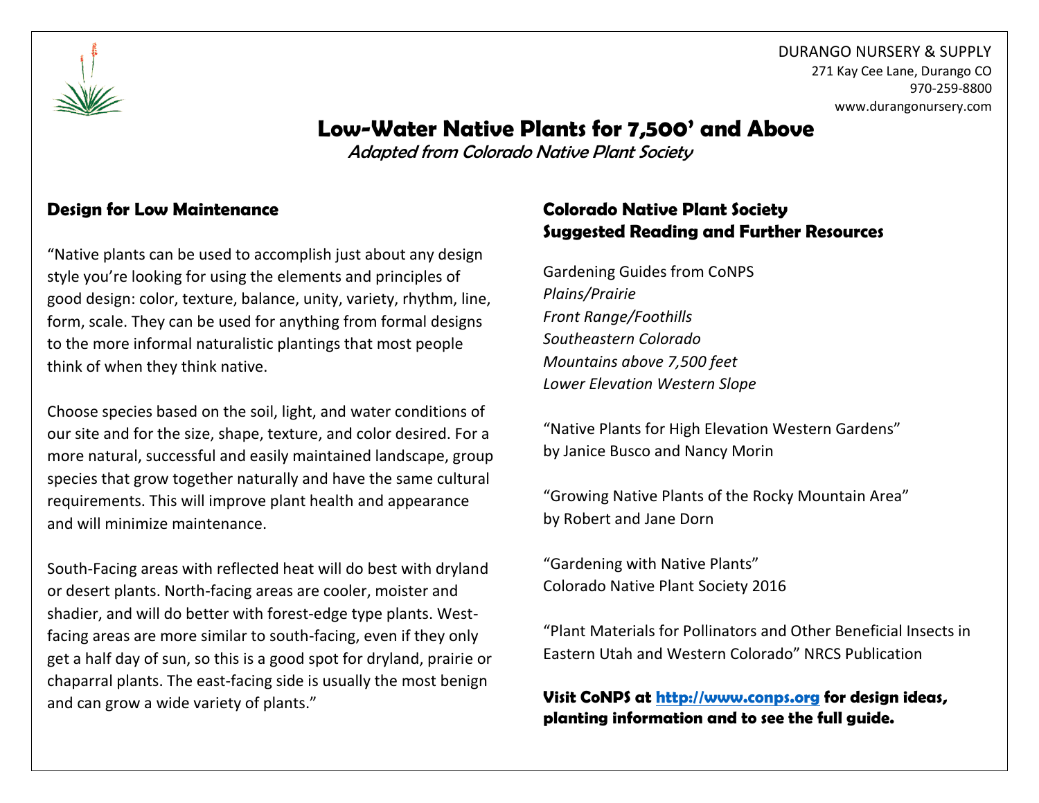DURANGO NURSERY & SUPPLY
271 Kay Cee Lane, Durango CO
970-259-8800
www.durangonursery.com

# Low-Water Native Plants for 7,500' and Above

*Adapted from Colorado Native Plant Society*

## Design for Low Maintenance

"Native plants can be used to accomplish just about any design style you're looking for using the elements and principles of good design: color, texture, balance, unity, variety, rhythm, line, form, scale. They can be used for anything from formal designs to the more informal naturalistic plantings that most people think of when they think native.

Choose species based on the soil, light, and water conditions of our site and for the size, shape, texture, and color desired. For a more natural, successful and easily maintained landscape, group species that grow together naturally and have the same cultural requirements. This will improve plant health and appearance and will minimize maintenance.

South-Facing areas with reflected heat will do best with dryland or desert plants. North-facing areas are cooler, moister and shadier, and will do better with forest-edge type plants. West-facing areas are more similar to south-facing, even if they only get a half day of sun, so this is a good spot for dryland, prairie or chaparral plants. The east-facing side is usually the most benign and can grow a wide variety of plants."

## Colorado Native Plant Society Suggested Reading and Further Resources

Gardening Guides from CoNPS
*Plains/Prairie*
*Front Range/Foothills*
*Southeastern Colorado*
*Mountains above 7,500 feet*
*Lower Elevation Western Slope*

"Native Plants for High Elevation Western Gardens" by Janice Busco and Nancy Morin

"Growing Native Plants of the Rocky Mountain Area" by Robert and Jane Dorn

"Gardening with Native Plants" Colorado Native Plant Society 2016

"Plant Materials for Pollinators and Other Beneficial Insects in Eastern Utah and Western Colorado" NRCS Publication

**Visit CoNPS at [http://www.conps.org](http://www.conps.org) for design ideas, planting information and to see the full guide.**